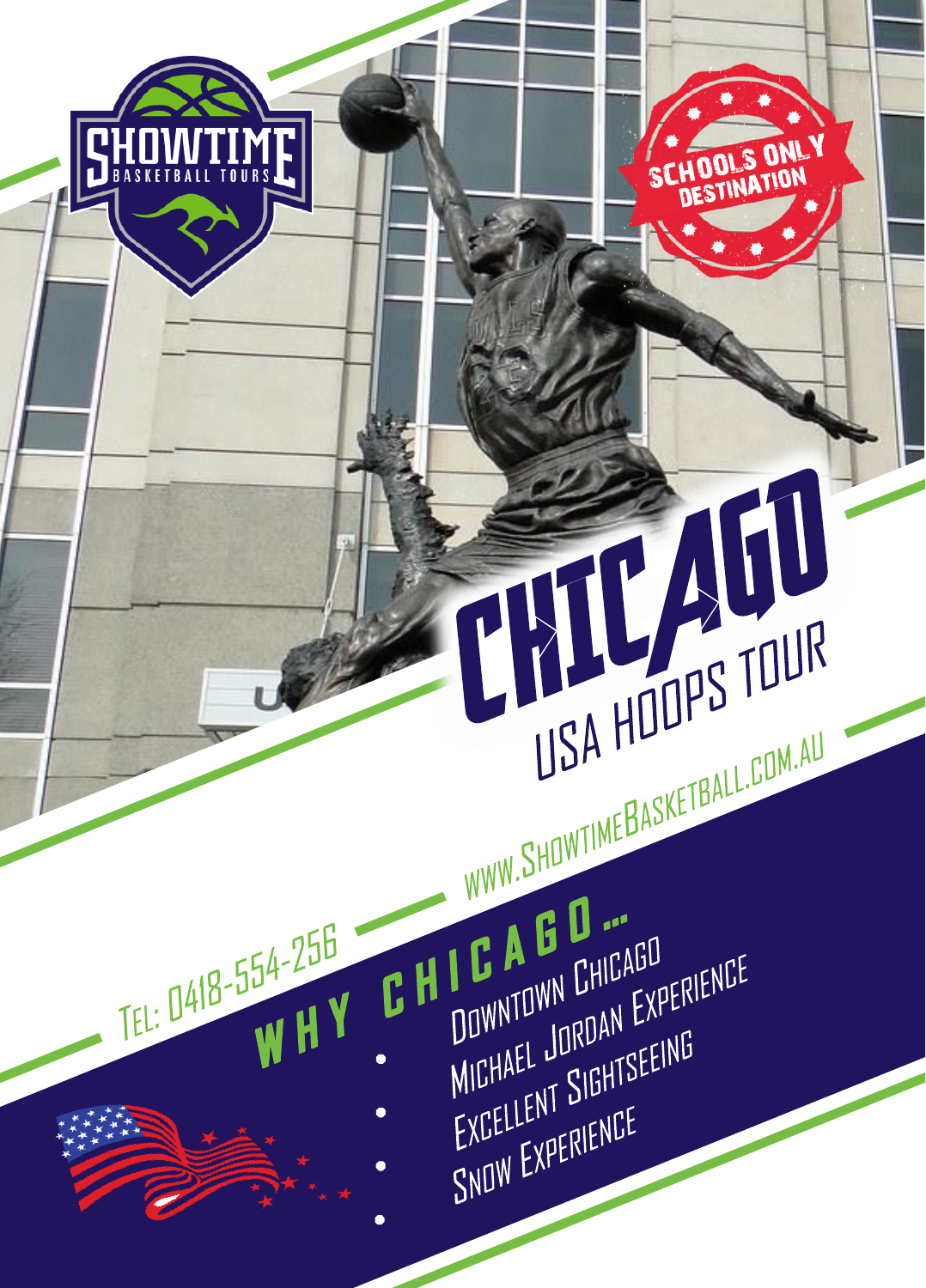SHOWTIME BASKETBALL TOURS

SCHOOLS ONLY DESTINATION

# CHICAGO

## USA HOOPS TOUR

WWW.SHOWTIMEBASKETBALL.COM.AU

TEL: 0418-554-256

## WHY CHICAGO...

- Downtown Chicago
- Michael Jordan Experience
- Excellent Sightseeing
- Snow Experience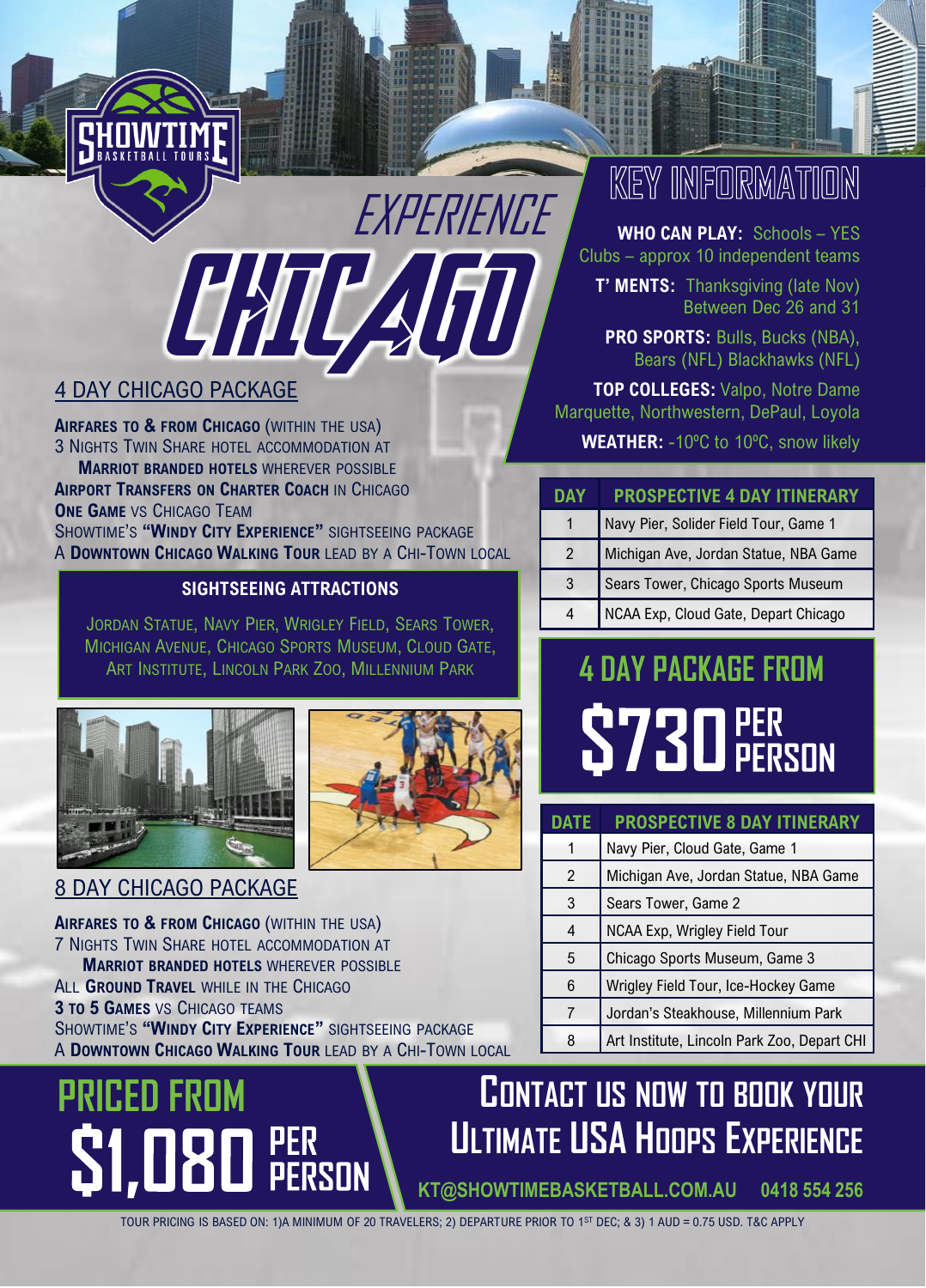# EXPERIENCE CHICAGO

## 4 DAY CHICAGO PACKAGE

**Airfares to & from Chicago** (within the USA)
3 Nights Twin Share hotel accommodation at **Marriott branded hotels** wherever possible
**Airport Transfers on Charter Coach** in Chicago
**One Game** vs Chicago Team
Showtime's **"Windy City Experience"** sightseeing package
A **Downtown Chicago Walking Tour** lead by a Chi-Town local

### SIGHTSEEING ATTRACTIONS

Jordan Statue, Navy Pier, Wrigley Field, Sears Tower, Michigan Avenue, Chicago Sports Museum, Cloud Gate, Art Institute, Lincoln Park Zoo, Millennium Park

## 8 DAY CHICAGO PACKAGE

**Airfares to & from Chicago** (within the USA)
7 Nights Twin Share hotel accommodation at **Marriott branded hotels** wherever possible
All **Ground Travel** while in the Chicago
**3 to 5 Games** vs Chicago Teams
Showtime's **"Windy City Experience"** sightseeing package
A **Downtown Chicago Walking Tour** lead by a Chi-Town local

**PRICED FROM $1,080 PER PERSON**

## KEY INFORMATION

**WHO CAN PLAY:** Schools – YES
Clubs – approx 10 independent teams

**T' MENTS:** Thanksgiving (late Nov)
Between Dec 26 and 31

**PRO SPORTS:** Bulls, Bucks (NBA), Bears (NFL) Blackhawks (NFL)

**TOP COLLEGES:** Valpo, Notre Dame Marquette, Northwestern, DePaul, Loyola

**WEATHER:** -10ºC to 10ºC, snow likely

| DAY | PROSPECTIVE 4 DAY ITINERARY |
|---|---|
| 1 | Navy Pier, Solider Field Tour, Game 1 |
| 2 | Michigan Ave, Jordan Statue, NBA Game |
| 3 | Sears Tower, Chicago Sports Museum |
| 4 | NCAA Exp, Cloud Gate, Depart Chicago |

**4 DAY PACKAGE FROM $730 PER PERSON**

| DATE | PROSPECTIVE 8 DAY ITINERARY |
|---|---|
| 1 | Navy Pier, Cloud Gate, Game 1 |
| 2 | Michigan Ave, Jordan Statue, NBA Game |
| 3 | Sears Tower, Game 2 |
| 4 | NCAA Exp, Wrigley Field Tour |
| 5 | Chicago Sports Museum, Game 3 |
| 6 | Wrigley Field Tour, Ice-Hockey Game |
| 7 | Jordan's Steakhouse, Millennium Park |
| 8 | Art Institute, Lincoln Park Zoo, Depart CHI |

**CONTACT US NOW TO BOOK YOUR ULTIMATE USA HOOPS EXPERIENCE**

KT@SHOWTIMEBASKETBALL.COM.AU 0418 554 256

TOUR PRICING IS BASED ON: 1)A MINIMUM OF 20 TRAVELERS; 2) DEPARTURE PRIOR TO 1ST DEC; & 3) 1 AUD = 0.75 USD. T&C APPLY